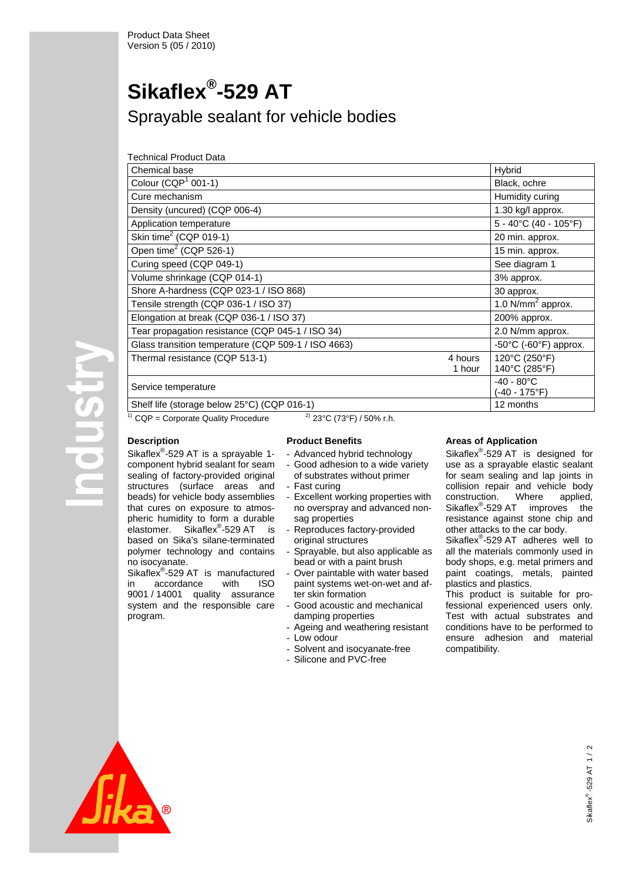Product Data Sheet
Version 5 (05 / 2010)

# Sikaflex®-529 AT

## Sprayable sealant for vehicle bodies

Technical Product Data

| | | |
|---|---|---|
| Chemical base | | Hybrid |
| Colour (CQP[1] 001-1) | | Black, ochre |
| Cure mechanism | | Humidity curing |
| Density (uncured) (CQP 006-4) | | 1.30 kg/l approx. |
| Application temperature | | 5 - 40°C (40 - 105°F) |
| Skin time[2] (CQP 019-1) | | 20 min. approx. |
| Open time[2] (CQP 526-1) | | 15 min. approx. |
| Curing speed (CQP 049-1) | | See diagram 1 |
| Volume shrinkage (CQP 014-1) | | 3% approx. |
| Shore A-hardness (CQP 023-1 / ISO 868) | | 30 approx. |
| Tensile strength (CQP 036-1 / ISO 37) | | 1.0 N/mm$^2$ approx. |
| Elongation at break (CQP 036-1 / ISO 37) | | 200% approx. |
| Tear propagation resistance (CQP 045-1 / ISO 34) | | 2.0 N/mm approx. |
| Glass transition temperature (CQP 509-1 / ISO 4663) | | -50°C (-60°F) approx. |
| Thermal resistance (CQP 513-1) | 4 hours<br>1 hour | 120°C (250°F)<br>140°C (285°F) |
| Service temperature | | -40 - 80°C<br>(-40 - 175°F) |
| Shelf life (storage below 25°C) (CQP 016-1) | | 12 months |

[1] CQP = Corporate Quality Procedure [2] 23°C (73°F) / 50% r.h.

### Description

Sikaflex®-529 AT is a sprayable 1-component hybrid sealant for seam sealing of factory-provided original structures (surface areas and beads) for vehicle body assemblies that cures on exposure to atmospheric humidity to form a durable elastomer. Sikaflex®-529 AT is based on Sika's silane-terminated polymer technology and contains no isocyanate.
Sikaflex®-529 AT is manufactured in accordance with ISO 9001 / 14001 quality assurance system and the responsible care program.

### Product Benefits

- Advanced hybrid technology
- Good adhesion to a wide variety of substrates without primer
- Fast curing
- Excellent working properties with no overspray and advanced non-sag properties
- Reproduces factory-provided original structures
- Sprayable, but also applicable as bead or with a paint brush
- Over paintable with water based paint systems wet-on-wet and after skin formation
- Good acoustic and mechanical damping properties
- Ageing and weathering resistant
- Low odour
- Solvent and isocyanate-free
- Silicone and PVC-free

### Areas of Application

Sikaflex®-529 AT is designed for use as a sprayable elastic sealant for seam sealing and lap joints in collision repair and vehicle body construction. Where applied, Sikaflex®-529 AT improves the resistance against stone chip and other attacks to the car body.
Sikaflex®-529 AT adheres well to all the materials commonly used in body shops, e.g. metal primers and paint coatings, metals, painted plastics and plastics.
This product is suitable for professional experienced users only. Test with actual substrates and conditions have to be performed to ensure adhesion and material compatibility.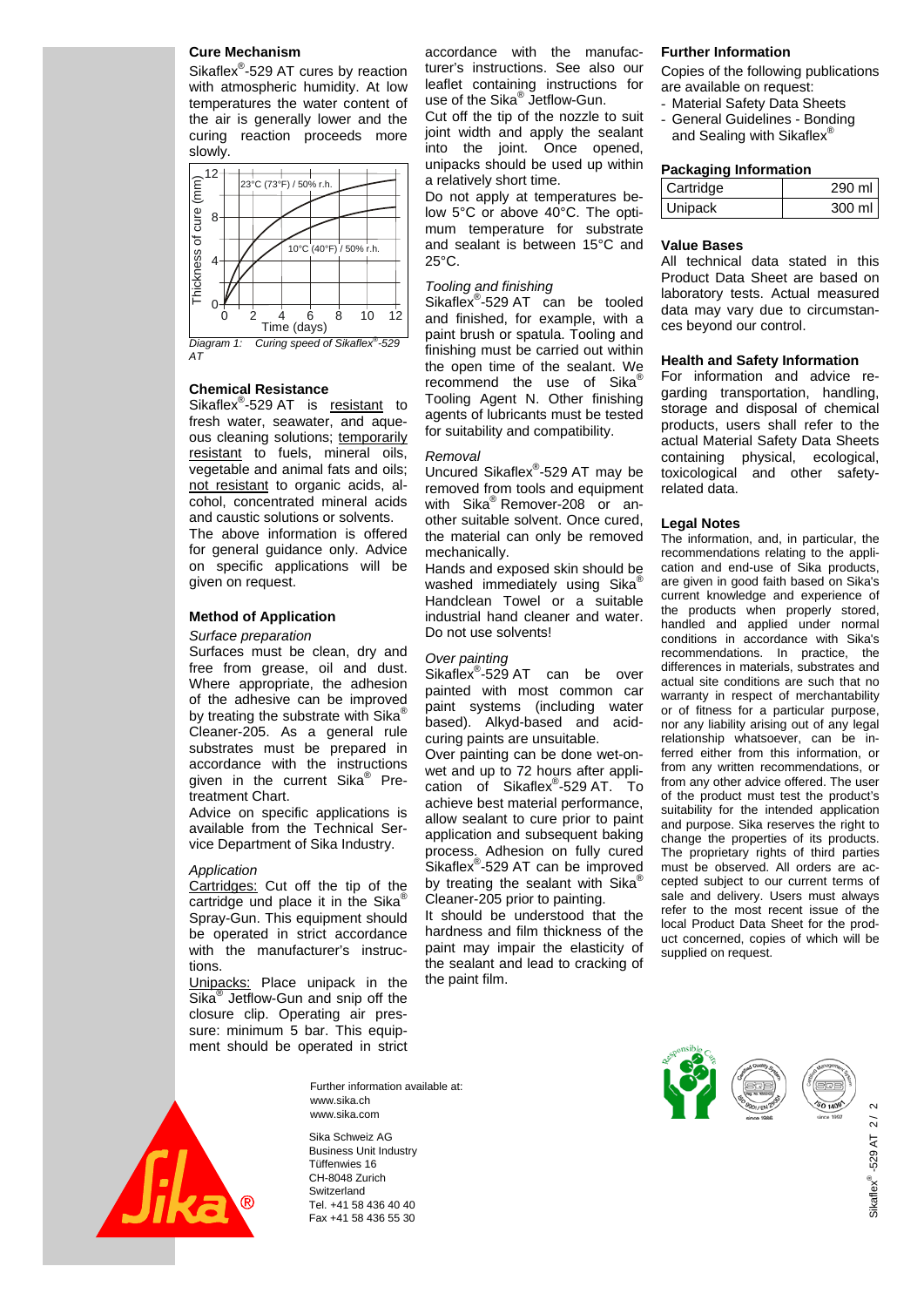## Cure Mechanism

Sikaflex®-529 AT cures by reaction with atmospheric humidity. At low temperatures the water content of the air is generally lower and the curing reaction proceeds more slowly.

Thickness of cure (mm)
12
8
4
0
0 2 4 6 8 10 12
Time (days)
23°C (73°F) / 50% r.h.
10°C (40°F) / 50% r.h.

*Diagram 1: Curing speed of Sikaflex®-529 AT*

## Chemical Resistance

Sikaflex®-529 AT is resistant to fresh water, seawater, and aqueous cleaning solutions; temporarily resistant to fuels, mineral oils, vegetable and animal fats and oils; not resistant to organic acids, alcohol, concentrated mineral acids and caustic solutions or solvents.

The above information is offered for general guidance only. Advice on specific applications will be given on request.

## Method of Application

*Surface preparation*

Surfaces must be clean, dry and free from grease, oil and dust. Where appropriate, the adhesion of the adhesive can be improved by treating the substrate with Sika® Cleaner-205. As a general rule substrates must be prepared in accordance with the instructions given in the current Sika® Pretreatment Chart.

Advice on specific applications is available from the Technical Service Department of Sika Industry.

*Application*

Cartridges: Cut off the tip of the cartridge und place it in the Sika® Spray-Gun. This equipment should be operated in strict accordance with the manufacturer's instructions.

Unipacks: Place unipack in the Sika® Jetflow-Gun and snip off the closure clip. Operating air pressure: minimum 5 bar. This equipment should be operated in strict accordance with the manufacturer's instructions. See also our leaflet containing instructions for use of the Sika® Jetflow-Gun.

Cut off the tip of the nozzle to suit joint width and apply the sealant into the joint. Once opened, unipacks should be used up within a relatively short time.

Do not apply at temperatures below 5°C or above 40°C. The optimum temperature for substrate and sealant is between 15°C and 25°C.

*Tooling and finishing*

Sikaflex®-529 AT can be tooled and finished, for example, with a paint brush or spatula. Tooling and finishing must be carried out within the open time of the sealant. We recommend the use of Sika® Tooling Agent N. Other finishing agents of lubricants must be tested for suitability and compatibility.

*Removal*

Uncured Sikaflex®-529 AT may be removed from tools and equipment with Sika® Remover-208 or another suitable solvent. Once cured, the material can only be removed mechanically.

Hands and exposed skin should be washed immediately using Sika® Handclean Towel or a suitable industrial hand cleaner and water. Do not use solvents!

*Over painting*

Sikaflex®-529 AT can be over painted with most common car paint systems (including water based). Alkyd-based and acid-curing paints are unsuitable.

Over painting can be done wet-on-wet and up to 72 hours after application of Sikaflex®-529 AT. To achieve best material performance, allow sealant to cure prior to paint application and subsequent baking process. Adhesion on fully cured Sikaflex®-529 AT can be improved by treating the sealant with Sika® Cleaner-205 prior to painting.

It should be understood that the hardness and film thickness of the paint may impair the elasticity of the sealant and lead to cracking of the paint film.

## Further Information

Copies of the following publications are available on request:

- Material Safety Data Sheets
- General Guidelines - Bonding and Sealing with Sikaflex®

## Packaging Information

| | |
|---|---|
| Cartridge | 290 ml |
| Unipack | 300 ml |

## Value Bases

All technical data stated in this Product Data Sheet are based on laboratory tests. Actual measured data may vary due to circumstances beyond our control.

## Health and Safety Information

For information and advice regarding transportation, handling, storage and disposal of chemical products, users shall refer to the actual Material Safety Data Sheets containing physical, ecological, toxicological and other safety-related data.

## Legal Notes

The information, and, in particular, the recommendations relating to the application and end-use of Sika products, are given in good faith based on Sika's current knowledge and experience of the products when properly stored, handled and applied under normal conditions in accordance with Sika's recommendations. In practice, the differences in materials, substrates and actual site conditions are such that no warranty in respect of merchantability or of fitness for a particular purpose, nor any liability arising out of any legal relationship whatsoever, can be inferred either from this information, or from any written recommendations, or from any other advice offered. The user of the product must test the product's suitability for the intended application and purpose. Sika reserves the right to change the properties of its products. The proprietary rights of third parties must be observed. All orders are accepted subject to our current terms of sale and delivery. Users must always refer to the most recent issue of the local Product Data Sheet for the product concerned, copies of which will be supplied on request.

Further information available at:
www.sika.ch
www.sika.com

Sika Schweiz AG
Business Unit Industry
Tüffenwies 16
CH-8048 Zurich
Switzerland
Tel. +41 58 436 40 40
Fax +41 58 436 55 30